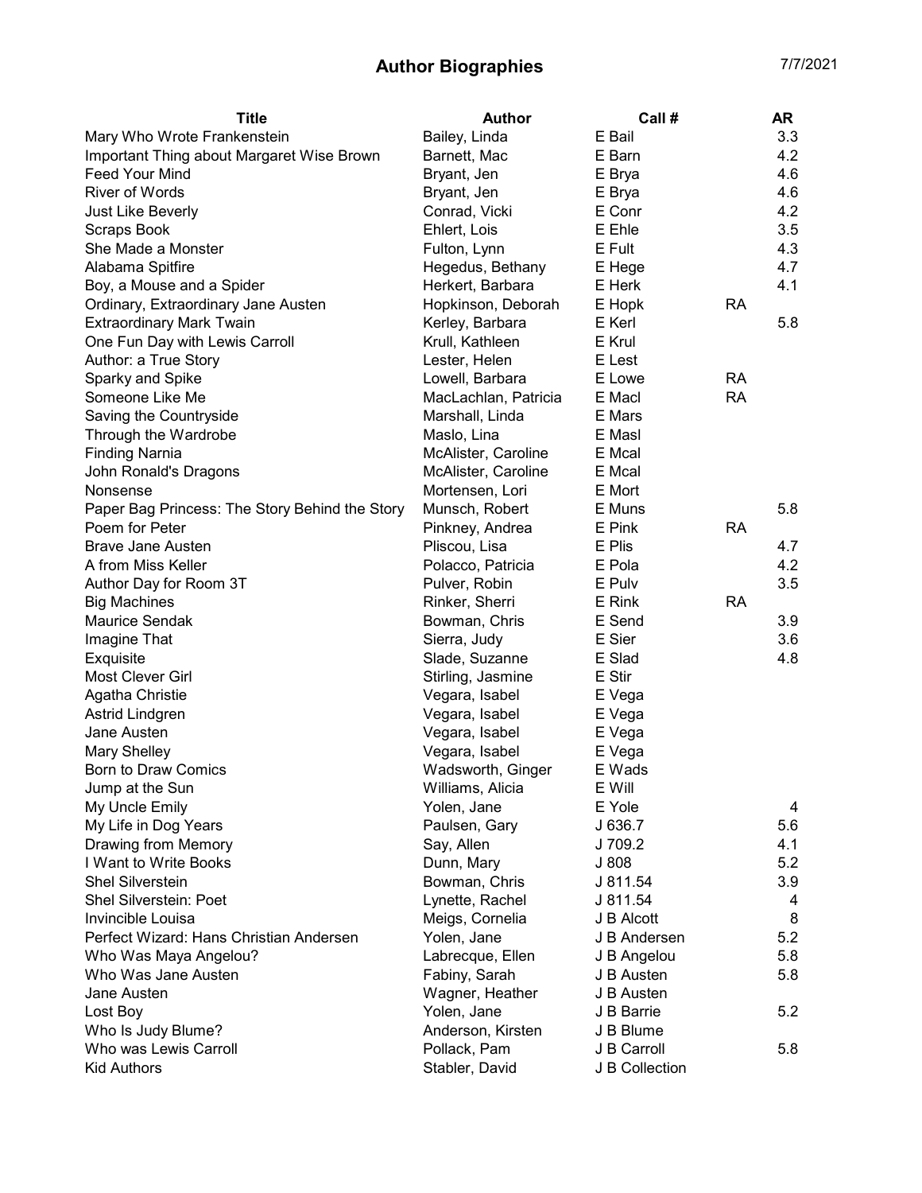# Author Biographies

7/7/2021

| Title | Author | Call # | | AR |
|---|---|---|---|---|
| Mary Who Wrote Frankenstein | Bailey, Linda | E Bail | | 3.3 |
| Important Thing about Margaret Wise Brown | Barnett, Mac | E Barn | | 4.2 |
| Feed Your Mind | Bryant, Jen | E Brya | | 4.6 |
| River of Words | Bryant, Jen | E Brya | | 4.6 |
| Just Like Beverly | Conrad, Vicki | E Conr | | 4.2 |
| Scraps Book | Ehlert, Lois | E Ehle | | 3.5 |
| She Made a Monster | Fulton, Lynn | E Fult | | 4.3 |
| Alabama Spitfire | Hegedus, Bethany | E Hege | | 4.7 |
| Boy, a Mouse and a Spider | Herkert, Barbara | E Herk | | 4.1 |
| Ordinary, Extraordinary Jane Austen | Hopkinson, Deborah | E Hopk | RA | |
| Extraordinary Mark Twain | Kerley, Barbara | E Kerl | | 5.8 |
| One Fun Day with Lewis Carroll | Krull, Kathleen | E Krul | | |
| Author: a True Story | Lester, Helen | E Lest | | |
| Sparky and Spike | Lowell, Barbara | E Lowe | RA | |
| Someone Like Me | MacLachlan, Patricia | E Macl | RA | |
| Saving the Countryside | Marshall, Linda | E Mars | | |
| Through the Wardrobe | Maslo, Lina | E Masl | | |
| Finding Narnia | McAlister, Caroline | E Mcal | | |
| John Ronald's Dragons | McAlister, Caroline | E Mcal | | |
| Nonsense | Mortensen, Lori | E Mort | | |
| Paper Bag Princess: The Story Behind the Story | Munsch, Robert | E Muns | | 5.8 |
| Poem for Peter | Pinkney, Andrea | E Pink | RA | |
| Brave Jane Austen | Pliscou, Lisa | E Plis | | 4.7 |
| A from Miss Keller | Polacco, Patricia | E Pola | | 4.2 |
| Author Day for Room 3T | Pulver, Robin | E Pulv | | 3.5 |
| Big Machines | Rinker, Sherri | E Rink | RA | |
| Maurice Sendak | Bowman, Chris | E Send | | 3.9 |
| Imagine That | Sierra, Judy | E Sier | | 3.6 |
| Exquisite | Slade, Suzanne | E Slad | | 4.8 |
| Most Clever Girl | Stirling, Jasmine | E Stir | | |
| Agatha Christie | Vegara, Isabel | E Vega | | |
| Astrid Lindgren | Vegara, Isabel | E Vega | | |
| Jane Austen | Vegara, Isabel | E Vega | | |
| Mary Shelley | Vegara, Isabel | E Vega | | |
| Born to Draw Comics | Wadsworth, Ginger | E Wads | | |
| Jump at the Sun | Williams, Alicia | E Will | | |
| My Uncle Emily | Yolen, Jane | E Yole | | 4 |
| My Life in Dog Years | Paulsen, Gary | J 636.7 | | 5.6 |
| Drawing from Memory | Say, Allen | J 709.2 | | 4.1 |
| I Want to Write Books | Dunn, Mary | J 808 | | 5.2 |
| Shel Silverstein | Bowman, Chris | J 811.54 | | 3.9 |
| Shel Silverstein: Poet | Lynette, Rachel | J 811.54 | | 4 |
| Invincible Louisa | Meigs, Cornelia | J B Alcott | | 8 |
| Perfect Wizard: Hans Christian Andersen | Yolen, Jane | J B Andersen | | 5.2 |
| Who Was Maya Angelou? | Labrecque, Ellen | J B Angelou | | 5.8 |
| Who Was Jane Austen | Fabiny, Sarah | J B Austen | | 5.8 |
| Jane Austen | Wagner, Heather | J B Austen | | |
| Lost Boy | Yolen, Jane | J B Barrie | | 5.2 |
| Who Is Judy Blume? | Anderson, Kirsten | J B Blume | | |
| Who was Lewis Carroll | Pollack, Pam | J B Carroll | | 5.8 |
| Kid Authors | Stabler, David | J B Collection | | |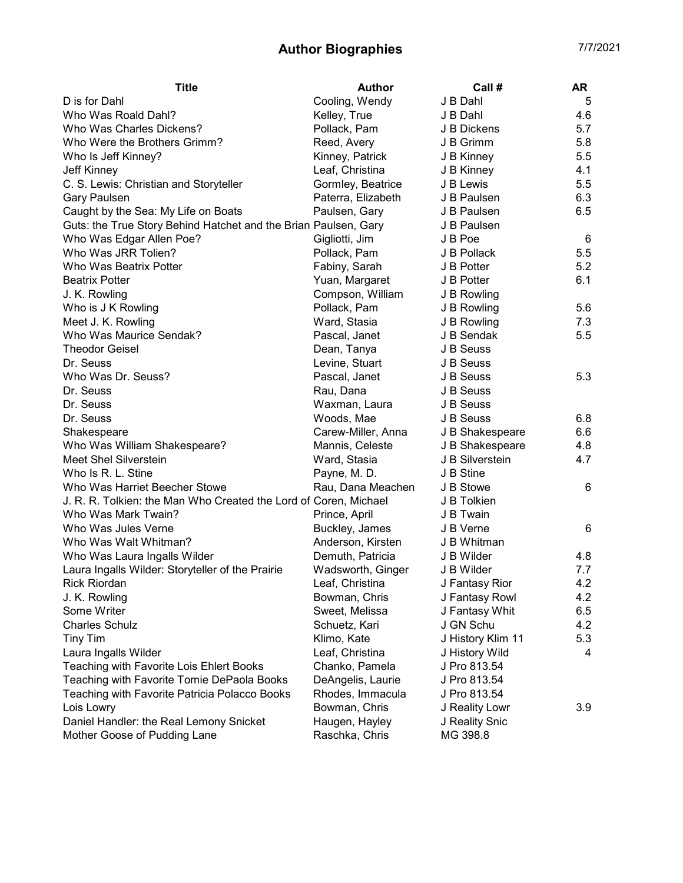# Author Biographies

7/7/2021

| Title | Author | Call # | AR |
|---|---|---|---|
| D is for Dahl | Cooling, Wendy | J B Dahl | 5 |
| Who Was Roald Dahl? | Kelley, True | J B Dahl | 4.6 |
| Who Was Charles Dickens? | Pollack, Pam | J B Dickens | 5.7 |
| Who Were the Brothers Grimm? | Reed, Avery | J B Grimm | 5.8 |
| Who Is Jeff Kinney? | Kinney, Patrick | J B Kinney | 5.5 |
| Jeff Kinney | Leaf, Christina | J B Kinney | 4.1 |
| C. S. Lewis: Christian and Storyteller | Gormley, Beatrice | J B Lewis | 5.5 |
| Gary Paulsen | Paterra, Elizabeth | J B Paulsen | 6.3 |
| Caught by the Sea: My Life on Boats | Paulsen, Gary | J B Paulsen | 6.5 |
| Guts: the True Story Behind Hatchet and the Brian | Paulsen, Gary | J B Paulsen | |
| Who Was Edgar Allen Poe? | Gigliotti, Jim | J B Poe | 6 |
| Who Was JRR Tolien? | Pollack, Pam | J B Pollack | 5.5 |
| Who Was Beatrix Potter | Fabiny, Sarah | J B Potter | 5.2 |
| Beatrix Potter | Yuan, Margaret | J B Potter | 6.1 |
| J. K. Rowling | Compson, William | J B Rowling | |
| Who is J K Rowling | Pollack, Pam | J B Rowling | 5.6 |
| Meet J. K. Rowling | Ward, Stasia | J B Rowling | 7.3 |
| Who Was Maurice Sendak? | Pascal, Janet | J B Sendak | 5.5 |
| Theodor Geisel | Dean, Tanya | J B Seuss | |
| Dr. Seuss | Levine, Stuart | J B Seuss | |
| Who Was Dr. Seuss? | Pascal, Janet | J B Seuss | 5.3 |
| Dr. Seuss | Rau, Dana | J B Seuss | |
| Dr. Seuss | Waxman, Laura | J B Seuss | |
| Dr. Seuss | Woods, Mae | J B Seuss | 6.8 |
| Shakespeare | Carew-Miller, Anna | J B Shakespeare | 6.6 |
| Who Was William Shakespeare? | Mannis, Celeste | J B Shakespeare | 4.8 |
| Meet Shel Silverstein | Ward, Stasia | J B Silverstein | 4.7 |
| Who Is R. L. Stine | Payne, M. D. | J B Stine | |
| Who Was Harriet Beecher Stowe | Rau, Dana Meachen | J B Stowe | 6 |
| J. R. R. Tolkien: the Man Who Created the Lord of | Coren, Michael | J B Tolkien | |
| Who Was Mark Twain? | Prince, April | J B Twain | |
| Who Was Jules Verne | Buckley, James | J B Verne | 6 |
| Who Was Walt Whitman? | Anderson, Kirsten | J B Whitman | |
| Who Was Laura Ingalls Wilder | Demuth, Patricia | J B Wilder | 4.8 |
| Laura Ingalls Wilder: Storyteller of the Prairie | Wadsworth, Ginger | J B Wilder | 7.7 |
| Rick Riordan | Leaf, Christina | J Fantasy Rior | 4.2 |
| J. K. Rowling | Bowman, Chris | J Fantasy Rowl | 4.2 |
| Some Writer | Sweet, Melissa | J Fantasy Whit | 6.5 |
| Charles Schulz | Schuetz, Kari | J GN Schu | 4.2 |
| Tiny Tim | Klimo, Kate | J History Klim 11 | 5.3 |
| Laura Ingalls Wilder | Leaf, Christina | J History Wild | 4 |
| Teaching with Favorite Lois Ehlert Books | Chanko, Pamela | J Pro 813.54 | |
| Teaching with Favorite Tomie DePaola Books | DeAngelis, Laurie | J Pro 813.54 | |
| Teaching with Favorite Patricia Polacco Books | Rhodes, Immacula | J Pro 813.54 | |
| Lois Lowry | Bowman, Chris | J Reality Lowr | 3.9 |
| Daniel Handler: the Real Lemony Snicket | Haugen, Hayley | J Reality Snic | |
| Mother Goose of Pudding Lane | Raschka, Chris | MG 398.8 | |